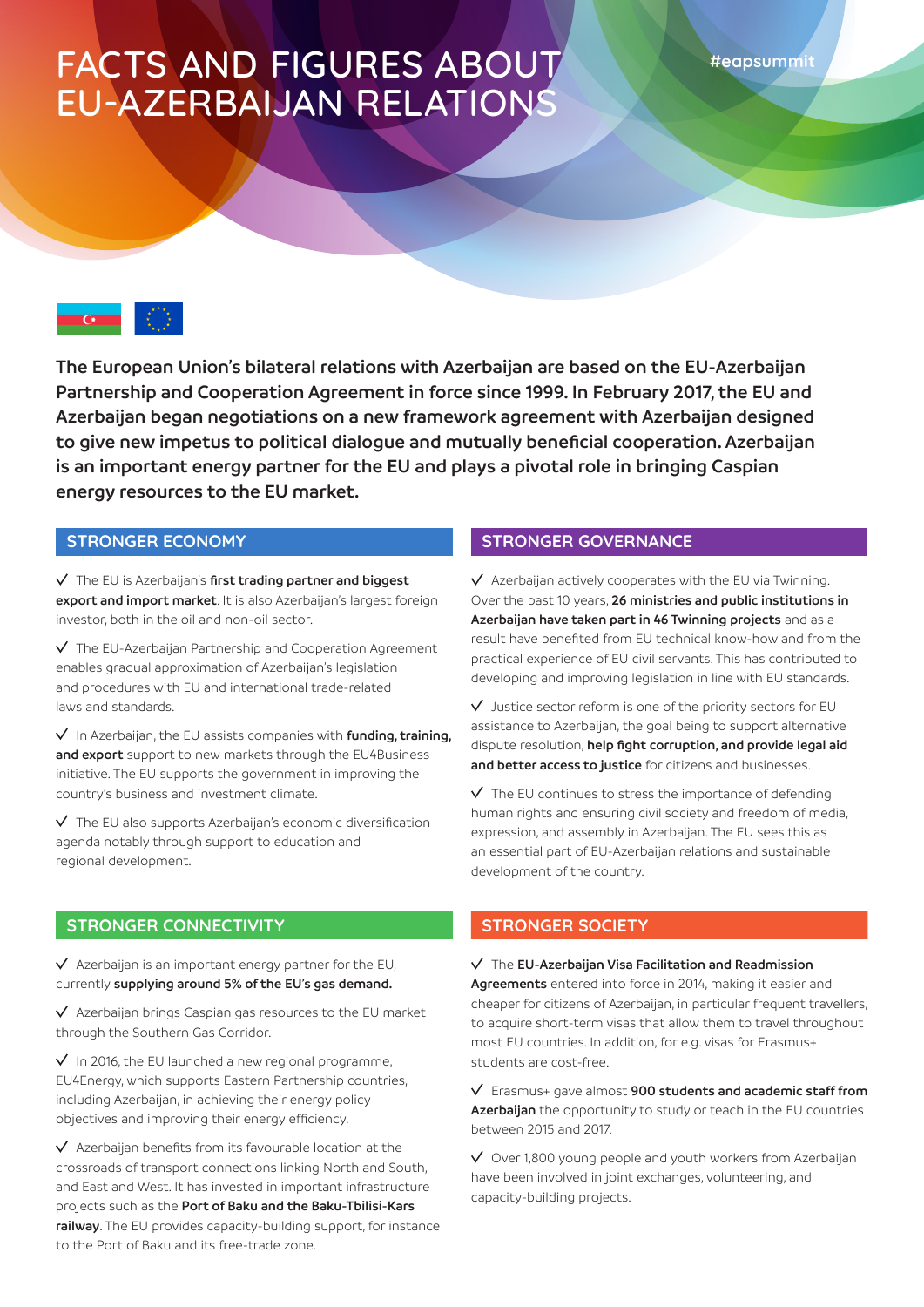# FACTS AND FIGURES ABOUT EU-AZERBAIJAN RELATIONS

#eapsummit

**The European Union's bilateral relations with Azerbaijan are based on the EU-Azerbaijan Partnership and Cooperation Agreement in force since 1999. In February 2017, the EU and Azerbaijan began negotiations on a new framework agreement with Azerbaijan designed to give new impetus to political dialogue and mutually beneficial cooperation. Azerbaijan is an important energy partner for the EU and plays a pivotal role in bringing Caspian energy resources to the EU market.**

## STRONGER ECONOMY

✓ The EU is Azerbaijan's **first trading partner and biggest export and import market**. It is also Azerbaijan's largest foreign investor, both in the oil and non-oil sector.

✓ The EU-Azerbaijan Partnership and Cooperation Agreement enables gradual approximation of Azerbaijan's legislation and procedures with EU and international trade-related laws and standards.

✓ In Azerbaijan, the EU assists companies with **funding, training, and export** support to new markets through the EU4Business initiative. The EU supports the government in improving the country's business and investment climate.

✓ The EU also supports Azerbaijan's economic diversification agenda notably through support to education and regional development.

## STRONGER CONNECTIVITY

✓ Azerbaijan is an important energy partner for the EU, currently **supplying around 5% of the EU's gas demand.**

✓ Azerbaijan brings Caspian gas resources to the EU market through the Southern Gas Corridor.

✓ In 2016, the EU launched a new regional programme, EU4Energy, which supports Eastern Partnership countries, including Azerbaijan, in achieving their energy policy objectives and improving their energy efficiency.

✓ Azerbaijan benefits from its favourable location at the crossroads of transport connections linking North and South, and East and West. It has invested in important infrastructure projects such as the **Port of Baku and the Baku-Tbilisi-Kars railway**. The EU provides capacity-building support, for instance to the Port of Baku and its free-trade zone.

## STRONGER GOVERNANCE

✓ Azerbaijan actively cooperates with the EU via Twinning. Over the past 10 years, **26 ministries and public institutions in Azerbaijan have taken part in 46 Twinning projects** and as a result have benefited from EU technical know-how and from the practical experience of EU civil servants. This has contributed to developing and improving legislation in line with EU standards.

✓ Justice sector reform is one of the priority sectors for EU assistance to Azerbaijan, the goal being to support alternative dispute resolution, **help fight corruption, and provide legal aid and better access to justice** for citizens and businesses.

✓ The EU continues to stress the importance of defending human rights and ensuring civil society and freedom of media, expression, and assembly in Azerbaijan. The EU sees this as an essential part of EU-Azerbaijan relations and sustainable development of the country.

## STRONGER SOCIETY

✓ The **EU-Azerbaijan Visa Facilitation and Readmission Agreements** entered into force in 2014, making it easier and cheaper for citizens of Azerbaijan, in particular frequent travellers, to acquire short-term visas that allow them to travel throughout most EU countries. In addition, for e.g. visas for Erasmus+ students are cost-free.

✓ Erasmus+ gave almost **900 students and academic staff from Azerbaijan** the opportunity to study or teach in the EU countries between 2015 and 2017.

✓ Over 1,800 young people and youth workers from Azerbaijan have been involved in joint exchanges, volunteering, and capacity-building projects.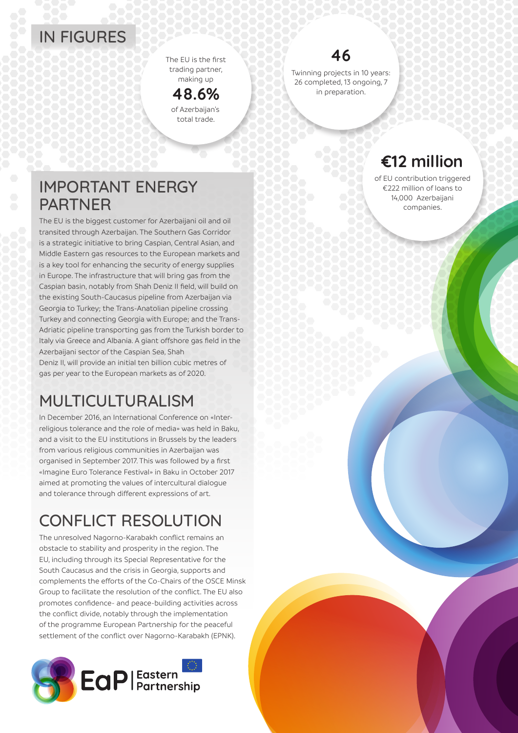## IN FIGURES

The EU is the first trading partner, making up

**48.6%**

of Azerbaijan's total trade.

**46**

Twinning projects in 10 years: 26 completed, 13 ongoing, 7 in preparation.

**€12 million**

of EU contribution triggered €222 million of loans to 14,000 Azerbaijani companies.

## IMPORTANT ENERGY PARTNER

The EU is the biggest customer for Azerbaijani oil and oil transited through Azerbaijan. The Southern Gas Corridor is a strategic initiative to bring Caspian, Central Asian, and Middle Eastern gas resources to the European markets and is a key tool for enhancing the security of energy supplies in Europe. The infrastructure that will bring gas from the Caspian basin, notably from Shah Deniz II field, will build on the existing South-Caucasus pipeline from Azerbaijan via Georgia to Turkey; the Trans-Anatolian pipeline crossing Turkey and connecting Georgia with Europe; and the Trans-Adriatic pipeline transporting gas from the Turkish border to Italy via Greece and Albania. A giant offshore gas field in the Azerbaijani sector of the Caspian Sea, Shah Deniz II, will provide an initial ten billion cubic metres of gas per year to the European markets as of 2020.

## MULTICULTURALISM

In December 2016, an International Conference on «Inter-religious tolerance and the role of media» was held in Baku, and a visit to the EU institutions in Brussels by the leaders from various religious communities in Azerbaijan was organised in September 2017. This was followed by a first «Imagine Euro Tolerance Festival» in Baku in October 2017 aimed at promoting the values of intercultural dialogue and tolerance through different expressions of art.

## CONFLICT RESOLUTION

The unresolved Nagorno-Karabakh conflict remains an obstacle to stability and prosperity in the region. The EU, including through its Special Representative for the South Caucasus and the crisis in Georgia, supports and complements the efforts of the Co-Chairs of the OSCE Minsk Group to facilitate the resolution of the conflict. The EU also promotes confidence- and peace-building activities across the conflict divide, notably through the implementation of the programme European Partnership for the peaceful settlement of the conflict over Nagorno-Karabakh (EPNK).

EaP | Eastern Partnership